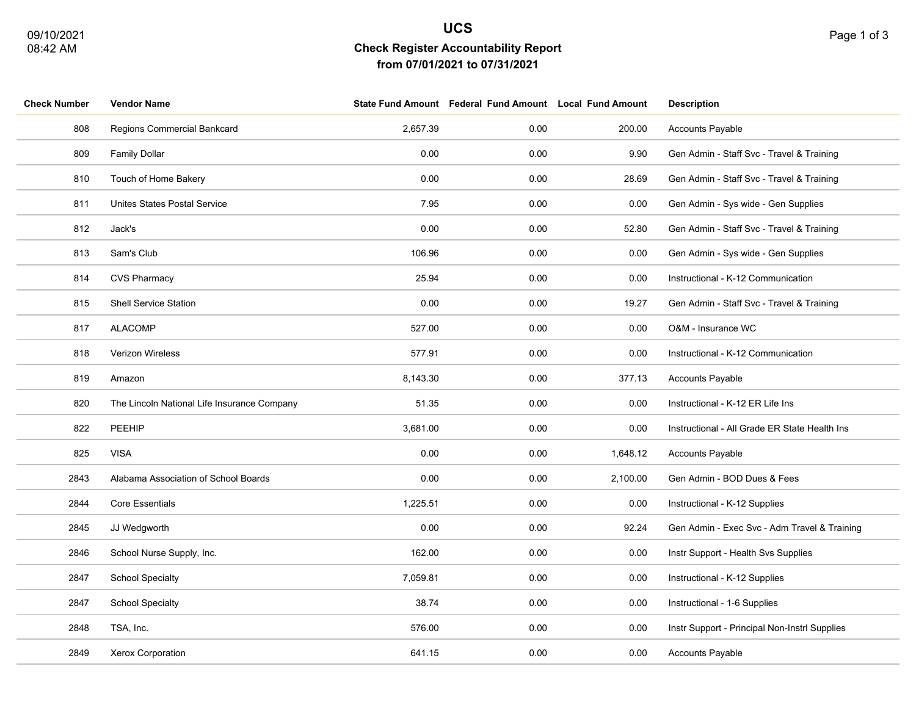# UCS

## Check Register Accountability Report

### from 07/01/2021 to 07/31/2021

09/10/2021
08:42 AM

| Check Number | Vendor Name | State Fund Amount | Federal Fund Amount | Local Fund Amount | Description |
|---|---|---|---|---|---|
| 808 | Regions Commercial Bankcard | 2,657.39 | 0.00 | 200.00 | Accounts Payable |
| 809 | Family Dollar | 0.00 | 0.00 | 9.90 | Gen Admin - Staff Svc - Travel & Training |
| 810 | Touch of Home Bakery | 0.00 | 0.00 | 28.69 | Gen Admin - Staff Svc - Travel & Training |
| 811 | Unites States Postal Service | 7.95 | 0.00 | 0.00 | Gen Admin - Sys wide - Gen Supplies |
| 812 | Jack's | 0.00 | 0.00 | 52.80 | Gen Admin - Staff Svc - Travel & Training |
| 813 | Sam's Club | 106.96 | 0.00 | 0.00 | Gen Admin - Sys wide - Gen Supplies |
| 814 | CVS Pharmacy | 25.94 | 0.00 | 0.00 | Instructional - K-12 Communication |
| 815 | Shell Service Station | 0.00 | 0.00 | 19.27 | Gen Admin - Staff Svc - Travel & Training |
| 817 | ALACOMP | 527.00 | 0.00 | 0.00 | O&M - Insurance WC |
| 818 | Verizon Wireless | 577.91 | 0.00 | 0.00 | Instructional - K-12 Communication |
| 819 | Amazon | 8,143.30 | 0.00 | 377.13 | Accounts Payable |
| 820 | The Lincoln National Life Insurance Company | 51.35 | 0.00 | 0.00 | Instructional - K-12 ER Life Ins |
| 822 | PEEHIP | 3,681.00 | 0.00 | 0.00 | Instructional - All Grade ER State Health Ins |
| 825 | VISA | 0.00 | 0.00 | 1,648.12 | Accounts Payable |
| 2843 | Alabama Association of School Boards | 0.00 | 0.00 | 2,100.00 | Gen Admin - BOD Dues & Fees |
| 2844 | Core Essentials | 1,225.51 | 0.00 | 0.00 | Instructional - K-12 Supplies |
| 2845 | JJ Wedgworth | 0.00 | 0.00 | 92.24 | Gen Admin - Exec Svc - Adm Travel & Training |
| 2846 | School Nurse Supply, Inc. | 162.00 | 0.00 | 0.00 | Instr Support - Health Svs Supplies |
| 2847 | School Specialty | 7,059.81 | 0.00 | 0.00 | Instructional - K-12 Supplies |
| 2847 | School Specialty | 38.74 | 0.00 | 0.00 | Instructional - 1-6 Supplies |
| 2848 | TSA, Inc. | 576.00 | 0.00 | 0.00 | Instr Support - Principal Non-Instrl Supplies |
| 2849 | Xerox Corporation | 641.15 | 0.00 | 0.00 | Accounts Payable |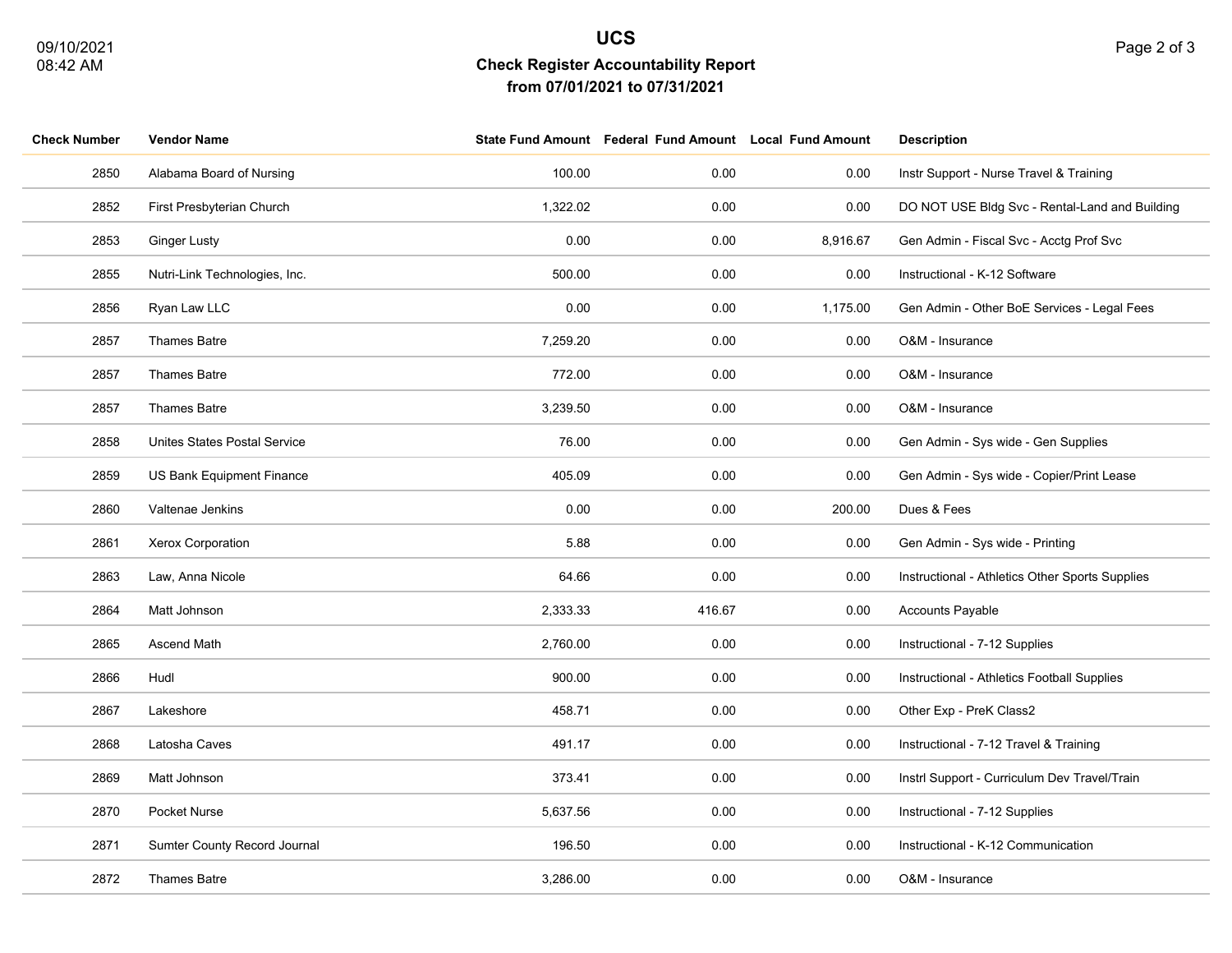# UCS

## Check Register Accountability Report

### from 07/01/2021 to 07/31/2021

09/10/2021
08:42 AM

| Check Number | Vendor Name | State Fund Amount | Federal Fund Amount | Local Fund Amount | Description |
|---|---|---|---|---|---|
| 2850 | Alabama Board of Nursing | 100.00 | 0.00 | 0.00 | Instr Support - Nurse Travel & Training |
| 2852 | First Presbyterian Church | 1,322.02 | 0.00 | 0.00 | DO NOT USE Bldg Svc - Rental-Land and Building |
| 2853 | Ginger Lusty | 0.00 | 0.00 | 8,916.67 | Gen Admin - Fiscal Svc - Acctg Prof Svc |
| 2855 | Nutri-Link Technologies, Inc. | 500.00 | 0.00 | 0.00 | Instructional - K-12 Software |
| 2856 | Ryan Law LLC | 0.00 | 0.00 | 1,175.00 | Gen Admin - Other BoE Services - Legal Fees |
| 2857 | Thames Batre | 7,259.20 | 0.00 | 0.00 | O&M - Insurance |
| 2857 | Thames Batre | 772.00 | 0.00 | 0.00 | O&M - Insurance |
| 2857 | Thames Batre | 3,239.50 | 0.00 | 0.00 | O&M - Insurance |
| 2858 | Unites States Postal Service | 76.00 | 0.00 | 0.00 | Gen Admin - Sys wide - Gen Supplies |
| 2859 | US Bank Equipment Finance | 405.09 | 0.00 | 0.00 | Gen Admin - Sys wide - Copier/Print Lease |
| 2860 | Valtenae Jenkins | 0.00 | 0.00 | 200.00 | Dues & Fees |
| 2861 | Xerox Corporation | 5.88 | 0.00 | 0.00 | Gen Admin - Sys wide - Printing |
| 2863 | Law, Anna Nicole | 64.66 | 0.00 | 0.00 | Instructional - Athletics Other Sports Supplies |
| 2864 | Matt Johnson | 2,333.33 | 416.67 | 0.00 | Accounts Payable |
| 2865 | Ascend Math | 2,760.00 | 0.00 | 0.00 | Instructional - 7-12 Supplies |
| 2866 | Hudl | 900.00 | 0.00 | 0.00 | Instructional - Athletics Football Supplies |
| 2867 | Lakeshore | 458.71 | 0.00 | 0.00 | Other Exp - PreK Class2 |
| 2868 | Latosha Caves | 491.17 | 0.00 | 0.00 | Instructional - 7-12 Travel & Training |
| 2869 | Matt Johnson | 373.41 | 0.00 | 0.00 | Instrl Support - Curriculum Dev Travel/Train |
| 2870 | Pocket Nurse | 5,637.56 | 0.00 | 0.00 | Instructional - 7-12 Supplies |
| 2871 | Sumter County Record Journal | 196.50 | 0.00 | 0.00 | Instructional - K-12 Communication |
| 2872 | Thames Batre | 3,286.00 | 0.00 | 0.00 | O&M - Insurance |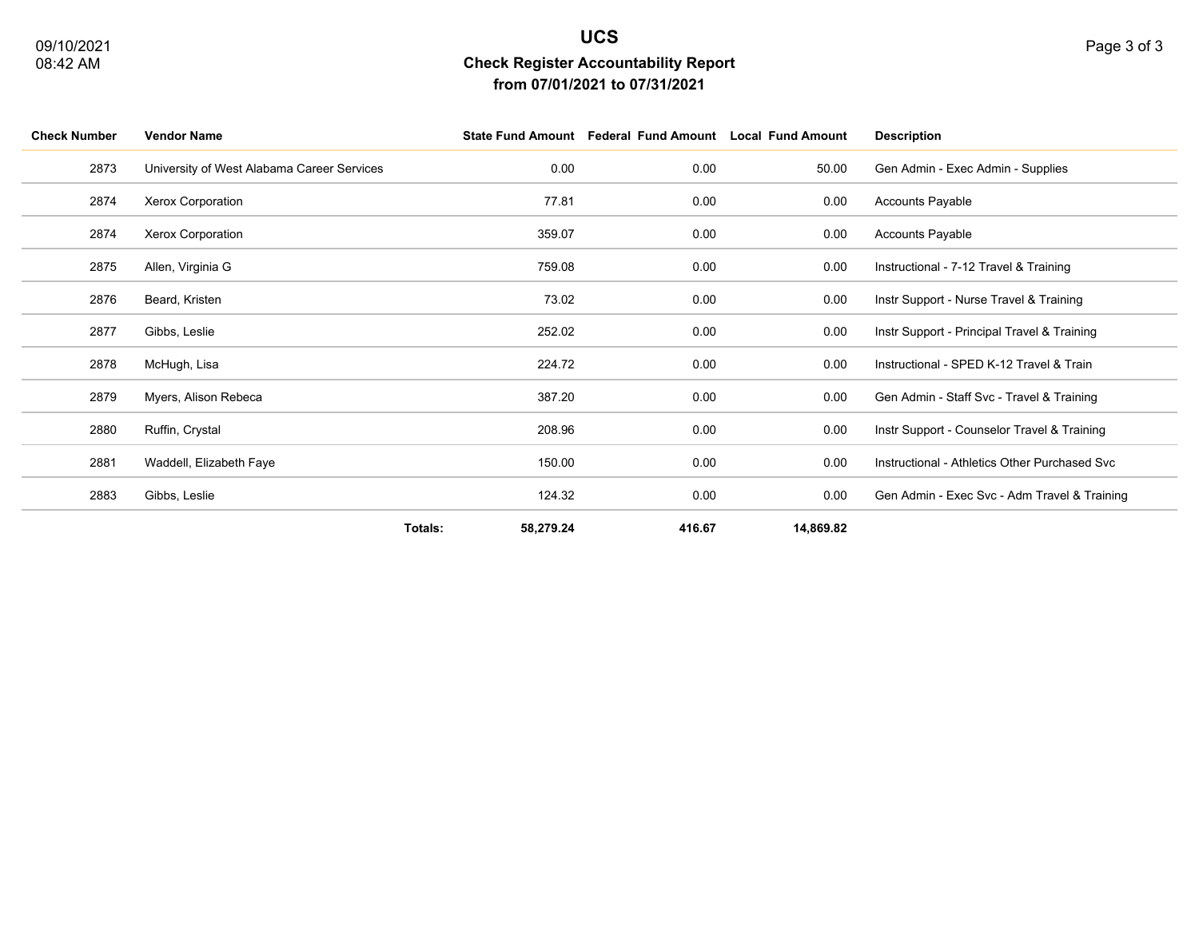# UCS

## Check Register Accountability Report

### from 07/01/2021 to 07/31/2021

09/10/2021
08:42 AM

| Check Number | Vendor Name | State Fund Amount | Federal Fund Amount | Local Fund Amount | Description |
|---|---|---|---|---|---|
| 2873 | University of West Alabama Career Services | 0.00 | 0.00 | 50.00 | Gen Admin - Exec Admin - Supplies |
| 2874 | Xerox Corporation | 77.81 | 0.00 | 0.00 | Accounts Payable |
| 2874 | Xerox Corporation | 359.07 | 0.00 | 0.00 | Accounts Payable |
| 2875 | Allen, Virginia G | 759.08 | 0.00 | 0.00 | Instructional - 7-12 Travel & Training |
| 2876 | Beard, Kristen | 73.02 | 0.00 | 0.00 | Instr Support - Nurse Travel & Training |
| 2877 | Gibbs, Leslie | 252.02 | 0.00 | 0.00 | Instr Support - Principal Travel & Training |
| 2878 | McHugh, Lisa | 224.72 | 0.00 | 0.00 | Instructional - SPED K-12 Travel & Train |
| 2879 | Myers, Alison Rebeca | 387.20 | 0.00 | 0.00 | Gen Admin - Staff Svc - Travel & Training |
| 2880 | Ruffin, Crystal | 208.96 | 0.00 | 0.00 | Instr Support - Counselor Travel & Training |
| 2881 | Waddell, Elizabeth Faye | 150.00 | 0.00 | 0.00 | Instructional - Athletics Other Purchased Svc |
| 2883 | Gibbs, Leslie | 124.32 | 0.00 | 0.00 | Gen Admin - Exec Svc - Adm Travel & Training |
| | **Totals:** | **58,279.24** | **416.67** | **14,869.82** | |